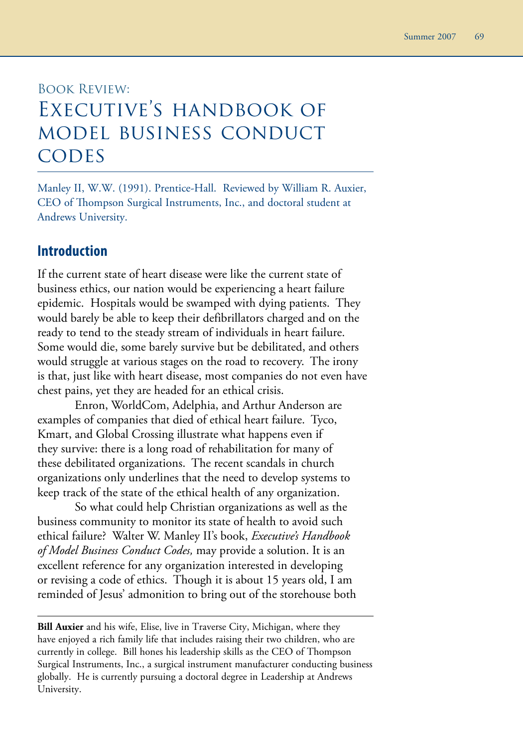Book Review:

# Executive's Handbook of Model Business Conduct Codes

Manley II, W.W. (1991). Prentice-Hall. Reviewed by William R. Auxier, CEO of Thompson Surgical Instruments, Inc., and doctoral student at Andrews University.

## Introduction

If the current state of heart disease were like the current state of business ethics, our nation would be experiencing a heart failure epidemic. Hospitals would be swamped with dying patients. They would barely be able to keep their defibrillators charged and on the ready to tend to the steady stream of individuals in heart failure. Some would die, some barely survive but be debilitated, and others would struggle at various stages on the road to recovery. The irony is that, just like with heart disease, most companies do not even have chest pains, yet they are headed for an ethical crisis.

Enron, WorldCom, Adelphia, and Arthur Anderson are examples of companies that died of ethical heart failure. Tyco, Kmart, and Global Crossing illustrate what happens even if they survive: there is a long road of rehabilitation for many of these debilitated organizations. The recent scandals in church organizations only underlines that the need to develop systems to keep track of the state of the ethical health of any organization.

So what could help Christian organizations as well as the business community to monitor its state of health to avoid such ethical failure? Walter W. Manley II's book, *Executive's Handbook of Model Business Conduct Codes,* may provide a solution. It is an excellent reference for any organization interested in developing or revising a code of ethics. Though it is about 15 years old, I am reminded of Jesus' admonition to bring out of the storehouse both

---

**Bill Auxier** and his wife, Elise, live in Traverse City, Michigan, where they have enjoyed a rich family life that includes raising their two children, who are currently in college. Bill hones his leadership skills as the CEO of Thompson Surgical Instruments, Inc., a surgical instrument manufacturer conducting business globally. He is currently pursuing a doctoral degree in Leadership at Andrews University.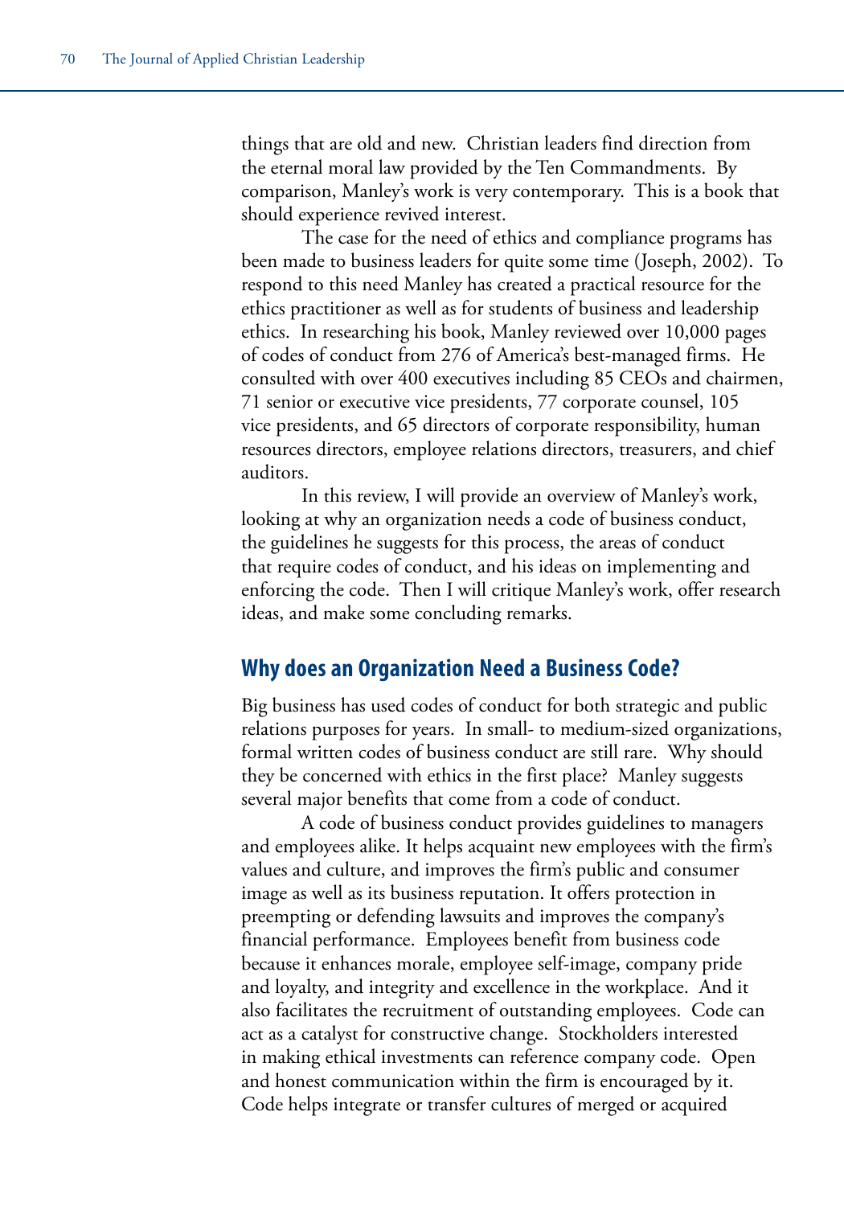things that are old and new. Christian leaders find direction from the eternal moral law provided by the Ten Commandments. By comparison, Manley's work is very contemporary. This is a book that should experience revived interest.

The case for the need of ethics and compliance programs has been made to business leaders for quite some time (Joseph, 2002). To respond to this need Manley has created a practical resource for the ethics practitioner as well as for students of business and leadership ethics. In researching his book, Manley reviewed over 10,000 pages of codes of conduct from 276 of America's best-managed firms. He consulted with over 400 executives including 85 CEOs and chairmen, 71 senior or executive vice presidents, 77 corporate counsel, 105 vice presidents, and 65 directors of corporate responsibility, human resources directors, employee relations directors, treasurers, and chief auditors.

In this review, I will provide an overview of Manley's work, looking at why an organization needs a code of business conduct, the guidelines he suggests for this process, the areas of conduct that require codes of conduct, and his ideas on implementing and enforcing the code. Then I will critique Manley's work, offer research ideas, and make some concluding remarks.

## Why does an Organization Need a Business Code?

Big business has used codes of conduct for both strategic and public relations purposes for years. In small- to medium-sized organizations, formal written codes of business conduct are still rare. Why should they be concerned with ethics in the first place? Manley suggests several major benefits that come from a code of conduct.

A code of business conduct provides guidelines to managers and employees alike. It helps acquaint new employees with the firm's values and culture, and improves the firm's public and consumer image as well as its business reputation. It offers protection in preempting or defending lawsuits and improves the company's financial performance. Employees benefit from business code because it enhances morale, employee self-image, company pride and loyalty, and integrity and excellence in the workplace. And it also facilitates the recruitment of outstanding employees. Code can act as a catalyst for constructive change. Stockholders interested in making ethical investments can reference company code. Open and honest communication within the firm is encouraged by it. Code helps integrate or transfer cultures of merged or acquired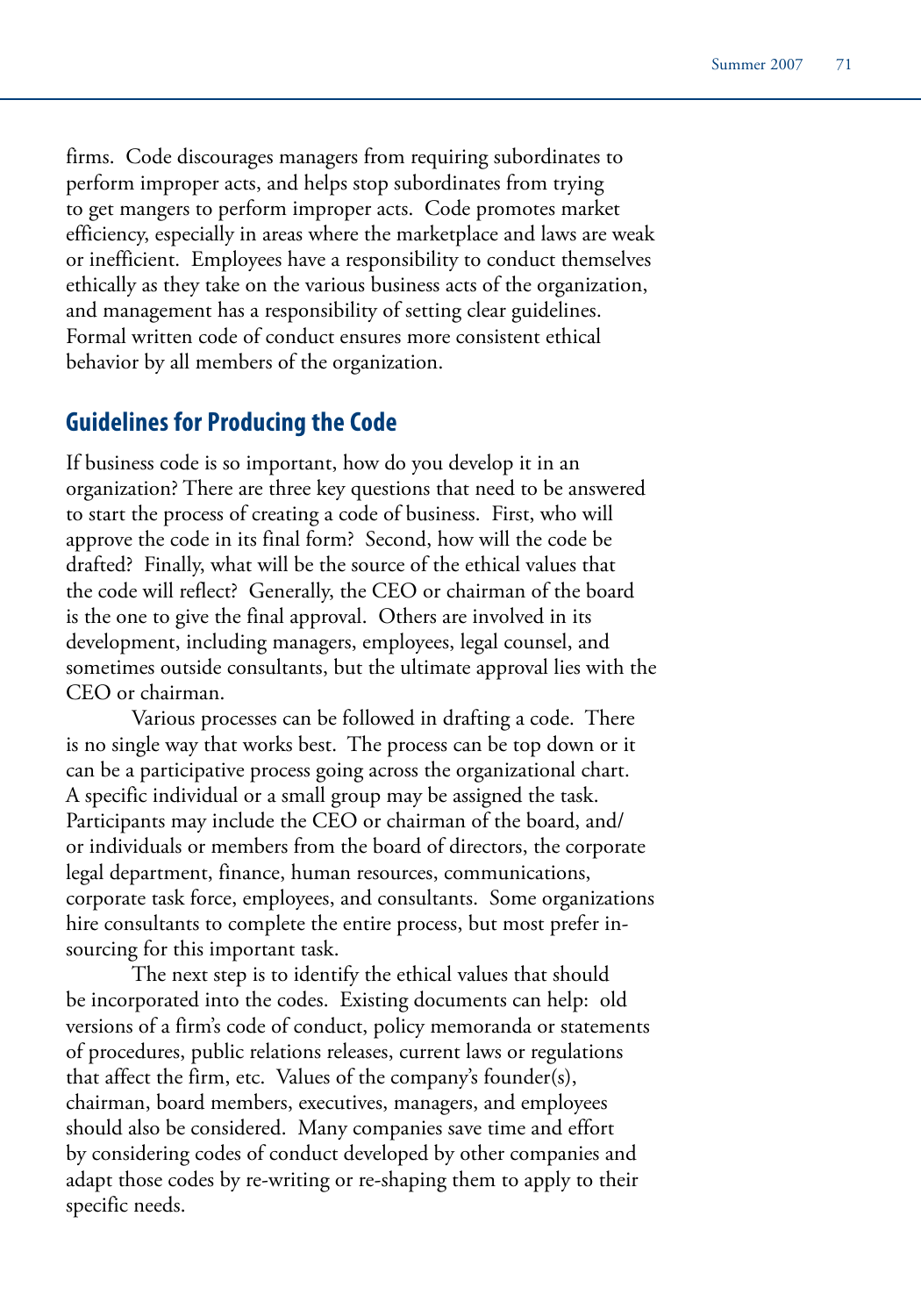firms. Code discourages managers from requiring subordinates to perform improper acts, and helps stop subordinates from trying to get mangers to perform improper acts. Code promotes market efficiency, especially in areas where the marketplace and laws are weak or inefficient. Employees have a responsibility to conduct themselves ethically as they take on the various business acts of the organization, and management has a responsibility of setting clear guidelines. Formal written code of conduct ensures more consistent ethical behavior by all members of the organization.

## Guidelines for Producing the Code

If business code is so important, how do you develop it in an organization? There are three key questions that need to be answered to start the process of creating a code of business. First, who will approve the code in its final form? Second, how will the code be drafted? Finally, what will be the source of the ethical values that the code will reflect? Generally, the CEO or chairman of the board is the one to give the final approval. Others are involved in its development, including managers, employees, legal counsel, and sometimes outside consultants, but the ultimate approval lies with the CEO or chairman.

Various processes can be followed in drafting a code. There is no single way that works best. The process can be top down or it can be a participative process going across the organizational chart. A specific individual or a small group may be assigned the task. Participants may include the CEO or chairman of the board, and/or individuals or members from the board of directors, the corporate legal department, finance, human resources, communications, corporate task force, employees, and consultants. Some organizations hire consultants to complete the entire process, but most prefer in-sourcing for this important task.

The next step is to identify the ethical values that should be incorporated into the codes. Existing documents can help: old versions of a firm's code of conduct, policy memoranda or statements of procedures, public relations releases, current laws or regulations that affect the firm, etc. Values of the company's founder(s), chairman, board members, executives, managers, and employees should also be considered. Many companies save time and effort by considering codes of conduct developed by other companies and adapt those codes by re-writing or re-shaping them to apply to their specific needs.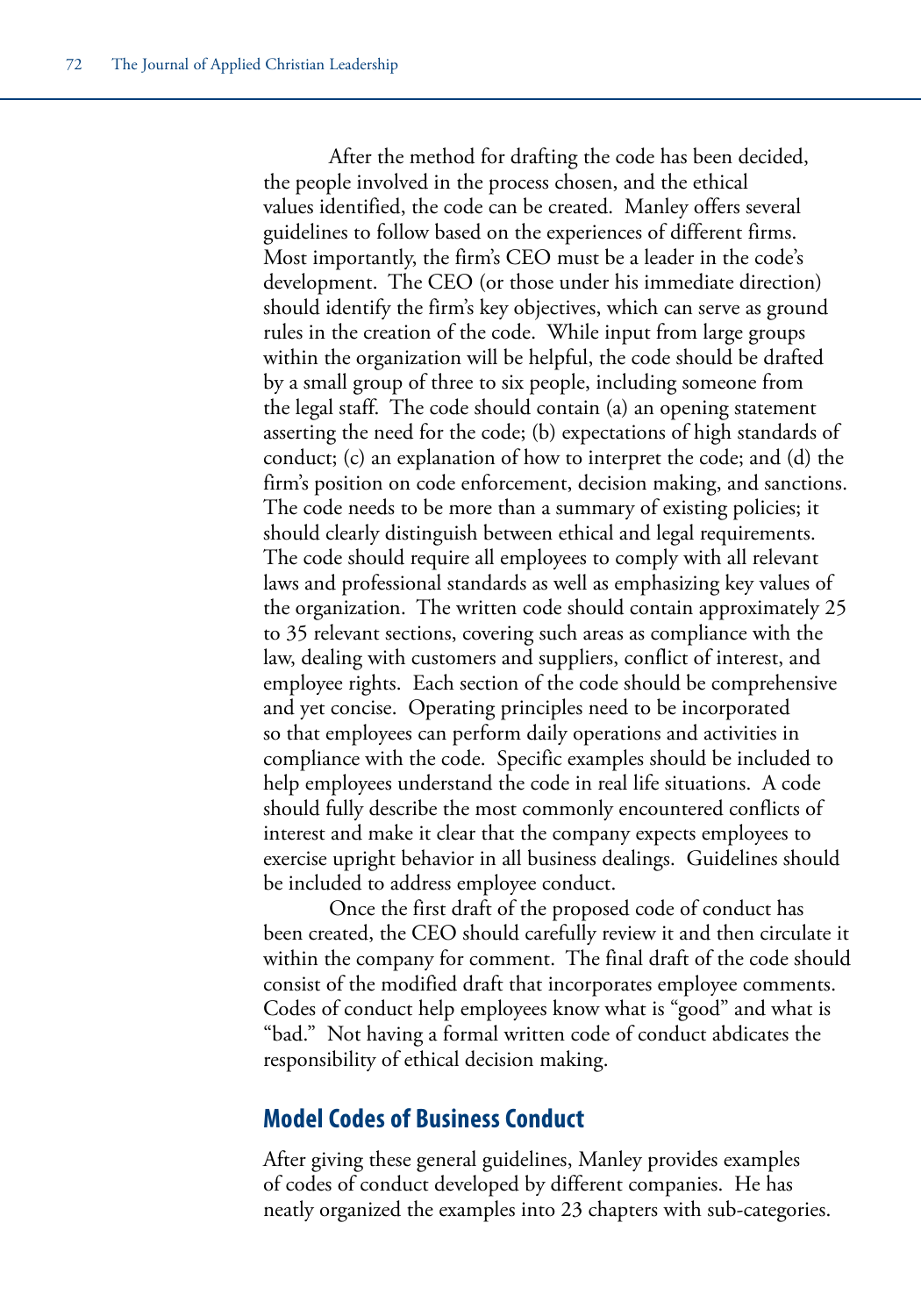After the method for drafting the code has been decided, the people involved in the process chosen, and the ethical values identified, the code can be created. Manley offers several guidelines to follow based on the experiences of different firms. Most importantly, the firm's CEO must be a leader in the code's development. The CEO (or those under his immediate direction) should identify the firm's key objectives, which can serve as ground rules in the creation of the code. While input from large groups within the organization will be helpful, the code should be drafted by a small group of three to six people, including someone from the legal staff. The code should contain (a) an opening statement asserting the need for the code; (b) expectations of high standards of conduct; (c) an explanation of how to interpret the code; and (d) the firm's position on code enforcement, decision making, and sanctions. The code needs to be more than a summary of existing policies; it should clearly distinguish between ethical and legal requirements. The code should require all employees to comply with all relevant laws and professional standards as well as emphasizing key values of the organization. The written code should contain approximately 25 to 35 relevant sections, covering such areas as compliance with the law, dealing with customers and suppliers, conflict of interest, and employee rights. Each section of the code should be comprehensive and yet concise. Operating principles need to be incorporated so that employees can perform daily operations and activities in compliance with the code. Specific examples should be included to help employees understand the code in real life situations. A code should fully describe the most commonly encountered conflicts of interest and make it clear that the company expects employees to exercise upright behavior in all business dealings. Guidelines should be included to address employee conduct.

Once the first draft of the proposed code of conduct has been created, the CEO should carefully review it and then circulate it within the company for comment. The final draft of the code should consist of the modified draft that incorporates employee comments. Codes of conduct help employees know what is "good" and what is "bad." Not having a formal written code of conduct abdicates the responsibility of ethical decision making.

## Model Codes of Business Conduct

After giving these general guidelines, Manley provides examples of codes of conduct developed by different companies. He has neatly organized the examples into 23 chapters with sub-categories.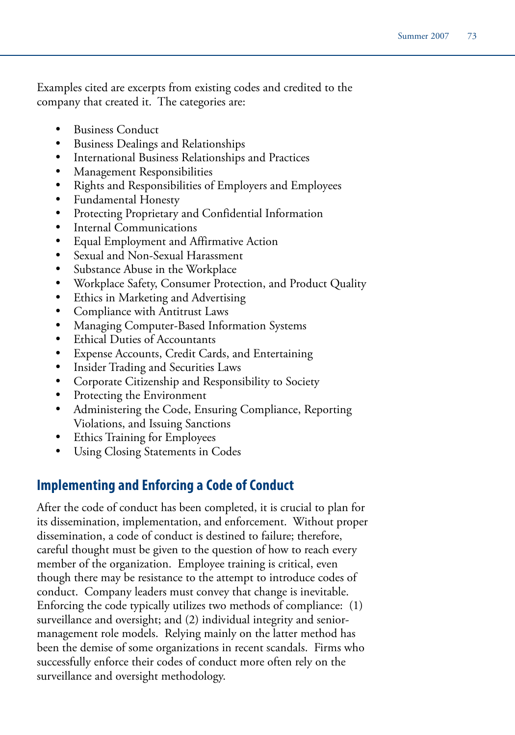Examples cited are excerpts from existing codes and credited to the company that created it. The categories are:

- Business Conduct
- Business Dealings and Relationships
- International Business Relationships and Practices
- Management Responsibilities
- Rights and Responsibilities of Employers and Employees
- Fundamental Honesty
- Protecting Proprietary and Confidential Information
- Internal Communications
- Equal Employment and Affirmative Action
- Sexual and Non-Sexual Harassment
- Substance Abuse in the Workplace
- Workplace Safety, Consumer Protection, and Product Quality
- Ethics in Marketing and Advertising
- Compliance with Antitrust Laws
- Managing Computer-Based Information Systems
- Ethical Duties of Accountants
- Expense Accounts, Credit Cards, and Entertaining
- Insider Trading and Securities Laws
- Corporate Citizenship and Responsibility to Society
- Protecting the Environment
- Administering the Code, Ensuring Compliance, Reporting Violations, and Issuing Sanctions
- Ethics Training for Employees
- Using Closing Statements in Codes

## Implementing and Enforcing a Code of Conduct

After the code of conduct has been completed, it is crucial to plan for its dissemination, implementation, and enforcement. Without proper dissemination, a code of conduct is destined to failure; therefore, careful thought must be given to the question of how to reach every member of the organization. Employee training is critical, even though there may be resistance to the attempt to introduce codes of conduct. Company leaders must convey that change is inevitable. Enforcing the code typically utilizes two methods of compliance: (1) surveillance and oversight; and (2) individual integrity and senior-management role models. Relying mainly on the latter method has been the demise of some organizations in recent scandals. Firms who successfully enforce their codes of conduct more often rely on the surveillance and oversight methodology.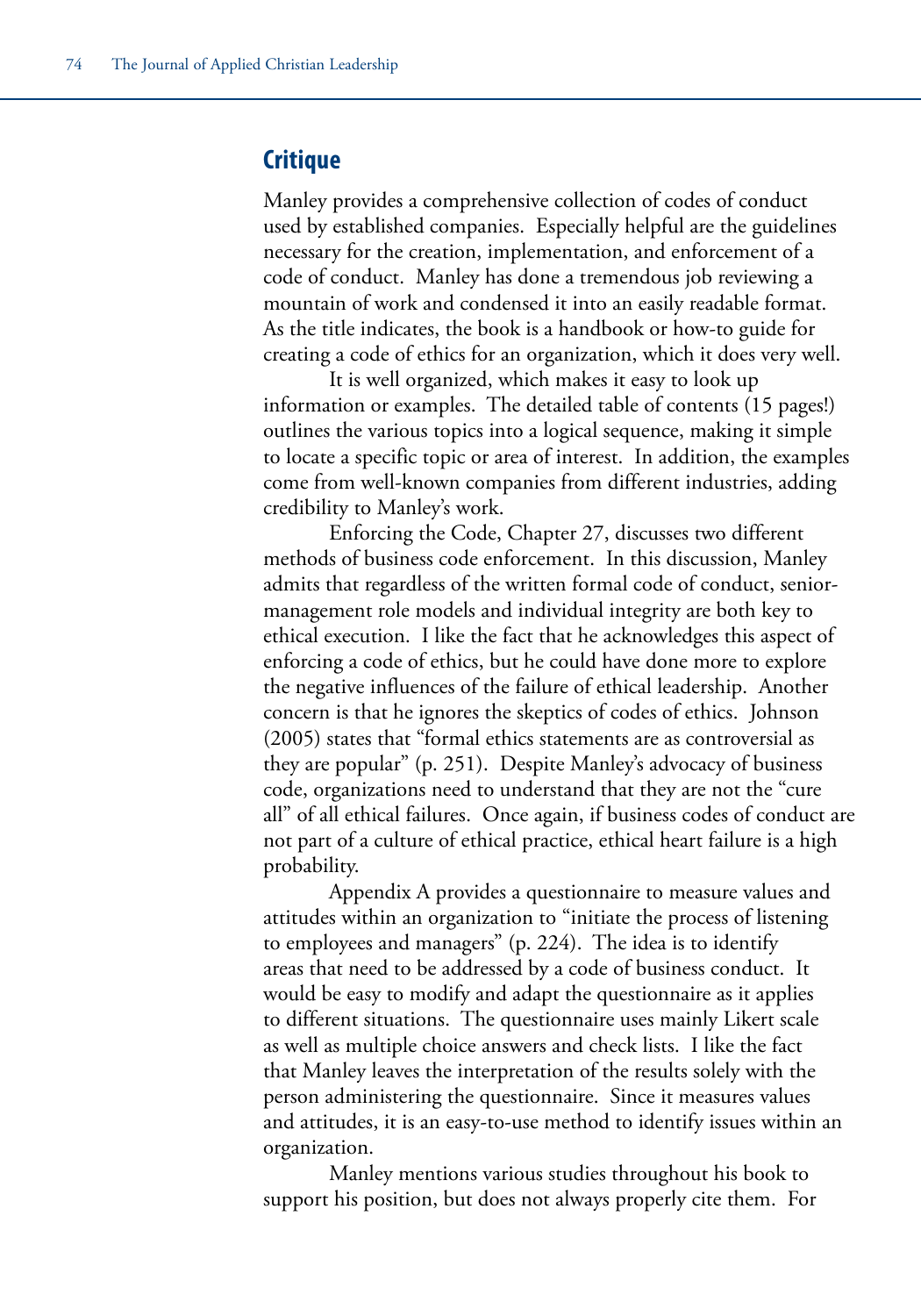## Critique

Manley provides a comprehensive collection of codes of conduct used by established companies. Especially helpful are the guidelines necessary for the creation, implementation, and enforcement of a code of conduct. Manley has done a tremendous job reviewing a mountain of work and condensed it into an easily readable format. As the title indicates, the book is a handbook or how-to guide for creating a code of ethics for an organization, which it does very well.

It is well organized, which makes it easy to look up information or examples. The detailed table of contents (15 pages!) outlines the various topics into a logical sequence, making it simple to locate a specific topic or area of interest. In addition, the examples come from well-known companies from different industries, adding credibility to Manley's work.

Enforcing the Code, Chapter 27, discusses two different methods of business code enforcement. In this discussion, Manley admits that regardless of the written formal code of conduct, senior-management role models and individual integrity are both key to ethical execution. I like the fact that he acknowledges this aspect of enforcing a code of ethics, but he could have done more to explore the negative influences of the failure of ethical leadership. Another concern is that he ignores the skeptics of codes of ethics. Johnson (2005) states that "formal ethics statements are as controversial as they are popular" (p. 251). Despite Manley's advocacy of business code, organizations need to understand that they are not the "cure all" of all ethical failures. Once again, if business codes of conduct are not part of a culture of ethical practice, ethical heart failure is a high probability.

Appendix A provides a questionnaire to measure values and attitudes within an organization to "initiate the process of listening to employees and managers" (p. 224). The idea is to identify areas that need to be addressed by a code of business conduct. It would be easy to modify and adapt the questionnaire as it applies to different situations. The questionnaire uses mainly Likert scale as well as multiple choice answers and check lists. I like the fact that Manley leaves the interpretation of the results solely with the person administering the questionnaire. Since it measures values and attitudes, it is an easy-to-use method to identify issues within an organization.

Manley mentions various studies throughout his book to support his position, but does not always properly cite them. For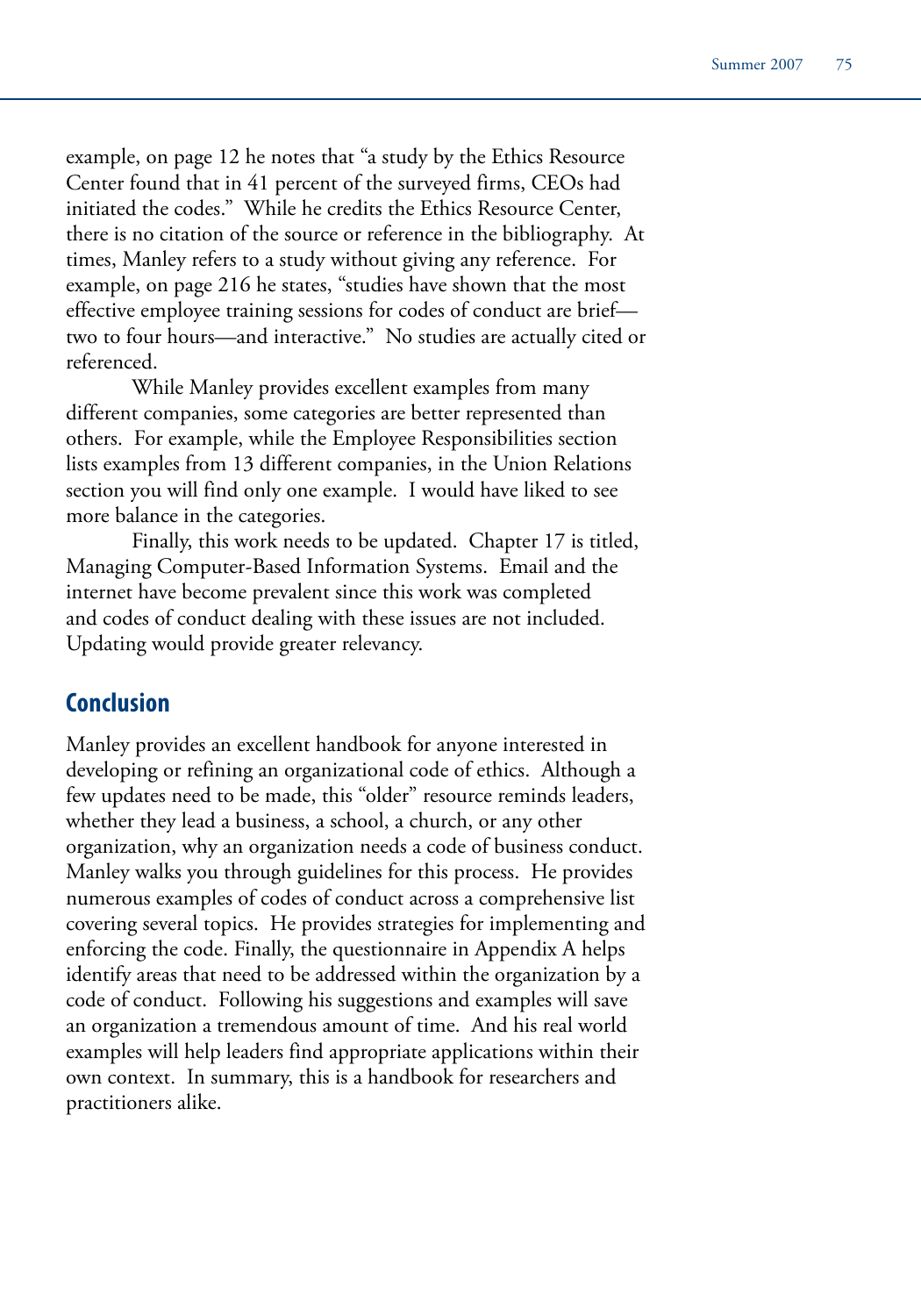example, on page 12 he notes that "a study by the Ethics Resource Center found that in 41 percent of the surveyed firms, CEOs had initiated the codes." While he credits the Ethics Resource Center, there is no citation of the source or reference in the bibliography. At times, Manley refers to a study without giving any reference. For example, on page 216 he states, "studies have shown that the most effective employee training sessions for codes of conduct are brief—two to four hours—and interactive." No studies are actually cited or referenced.

While Manley provides excellent examples from many different companies, some categories are better represented than others. For example, while the Employee Responsibilities section lists examples from 13 different companies, in the Union Relations section you will find only one example. I would have liked to see more balance in the categories.

Finally, this work needs to be updated. Chapter 17 is titled, Managing Computer-Based Information Systems. Email and the internet have become prevalent since this work was completed and codes of conduct dealing with these issues are not included. Updating would provide greater relevancy.

## Conclusion

Manley provides an excellent handbook for anyone interested in developing or refining an organizational code of ethics. Although a few updates need to be made, this "older" resource reminds leaders, whether they lead a business, a school, a church, or any other organization, why an organization needs a code of business conduct. Manley walks you through guidelines for this process. He provides numerous examples of codes of conduct across a comprehensive list covering several topics. He provides strategies for implementing and enforcing the code. Finally, the questionnaire in Appendix A helps identify areas that need to be addressed within the organization by a code of conduct. Following his suggestions and examples will save an organization a tremendous amount of time. And his real world examples will help leaders find appropriate applications within their own context. In summary, this is a handbook for researchers and practitioners alike.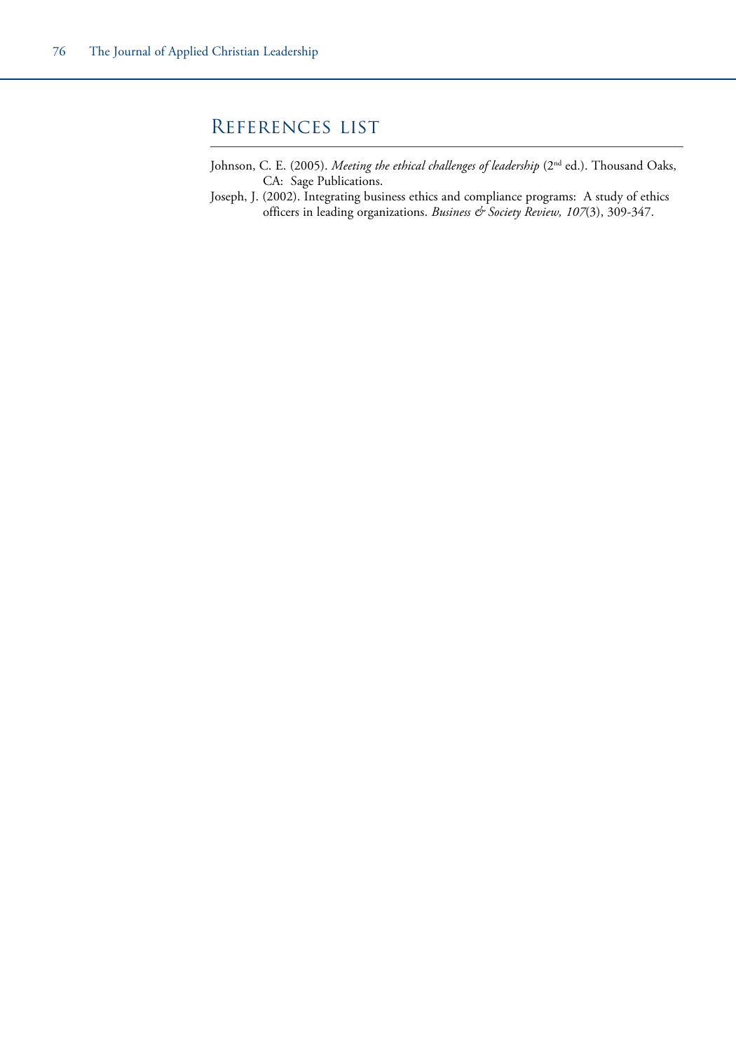## References list

Johnson, C. E. (2005). *Meeting the ethical challenges of leadership* (2nd ed.). Thousand Oaks, CA: Sage Publications.

Joseph, J. (2002). Integrating business ethics and compliance programs: A study of ethics officers in leading organizations. *Business & Society Review, 107*(3), 309-347.